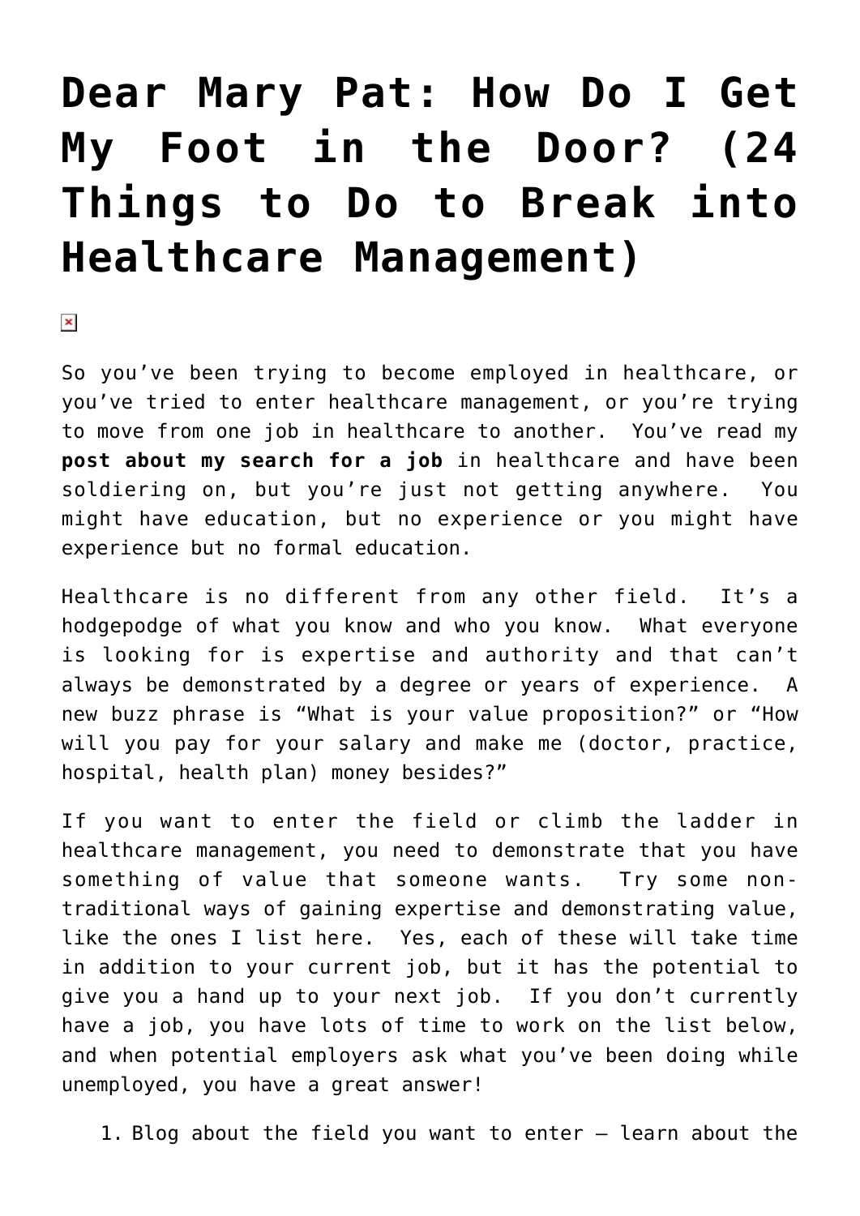# Dear Mary Pat: How Do I Get My Foot in the Door? (24 Things to Do to Break into Healthcare Management)

So you've been trying to become employed in healthcare, or you've tried to enter healthcare management, or you're trying to move from one job in healthcare to another. You've read my **post about my search for a job** in healthcare and have been soldiering on, but you're just not getting anywhere. You might have education, but no experience or you might have experience but no formal education.

Healthcare is no different from any other field. It's a hodgepodge of what you know and who you know. What everyone is looking for is expertise and authority and that can't always be demonstrated by a degree or years of experience. A new buzz phrase is "What is your value proposition?" or "How will you pay for your salary and make me (doctor, practice, hospital, health plan) money besides?"

If you want to enter the field or climb the ladder in healthcare management, you need to demonstrate that you have something of value that someone wants. Try some non-traditional ways of gaining expertise and demonstrating value, like the ones I list here. Yes, each of these will take time in addition to your current job, but it has the potential to give you a hand up to your next job. If you don't currently have a job, you have lots of time to work on the list below, and when potential employers ask what you've been doing while unemployed, you have a great answer!

1. Blog about the field you want to enter – learn about the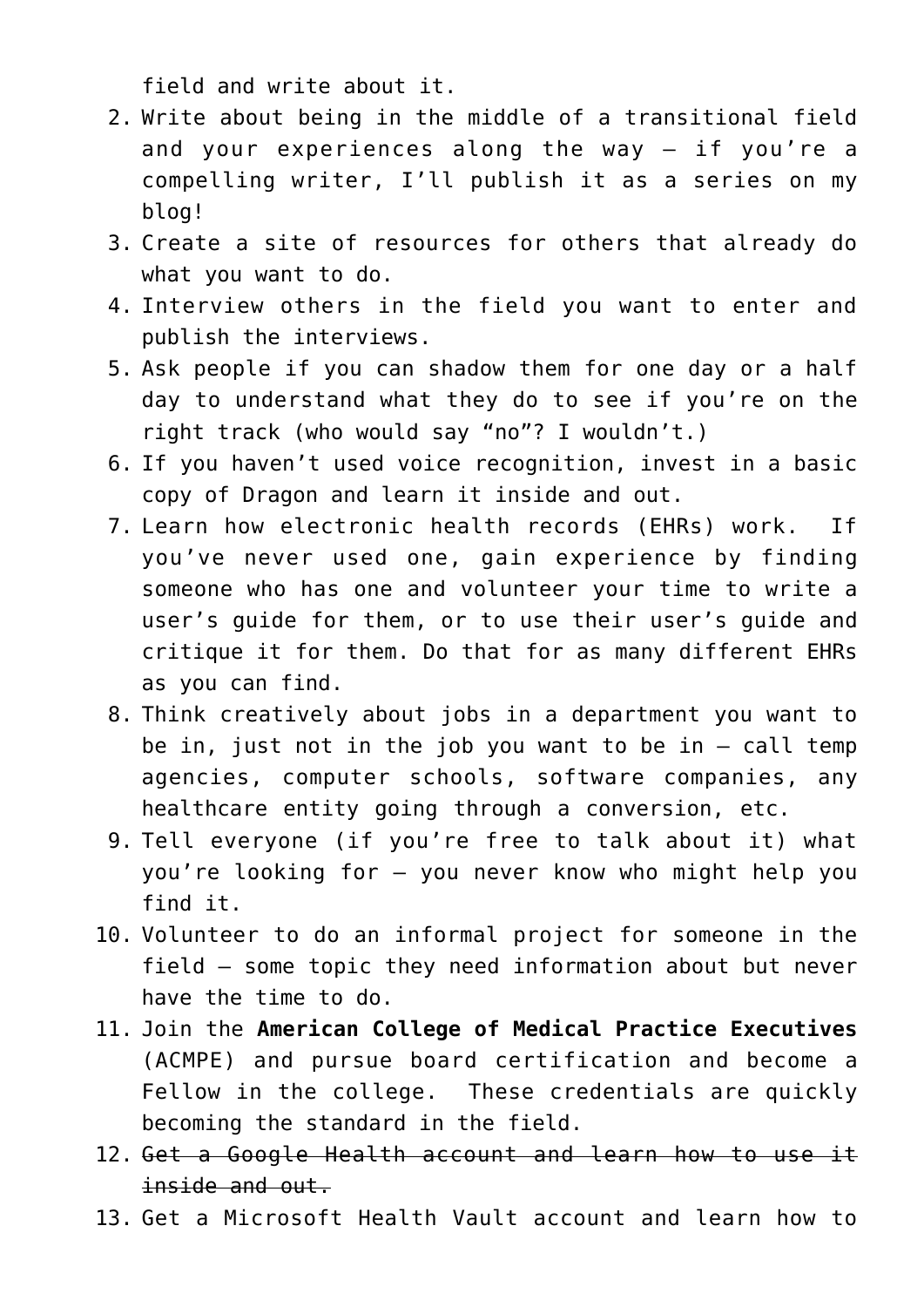field and write about it.

2. Write about being in the middle of a transitional field and your experiences along the way – if you're a compelling writer, I'll publish it as a series on my blog!
3. Create a site of resources for others that already do what you want to do.
4. Interview others in the field you want to enter and publish the interviews.
5. Ask people if you can shadow them for one day or a half day to understand what they do to see if you're on the right track (who would say "no"? I wouldn't.)
6. If you haven't used voice recognition, invest in a basic copy of Dragon and learn it inside and out.
7. Learn how electronic health records (EHRs) work. If you've never used one, gain experience by finding someone who has one and volunteer your time to write a user's guide for them, or to use their user's guide and critique it for them. Do that for as many different EHRs as you can find.
8. Think creatively about jobs in a department you want to be in, just not in the job you want to be in – call temp agencies, computer schools, software companies, any healthcare entity going through a conversion, etc.
9. Tell everyone (if you're free to talk about it) what you're looking for – you never know who might help you find it.
10. Volunteer to do an informal project for someone in the field – some topic they need information about but never have the time to do.
11. Join the **American College of Medical Practice Executives** (ACMPE) and pursue board certification and become a Fellow in the college. These credentials are quickly becoming the standard in the field.
12. ~~Get a Google Health account and learn how to use it inside and out.~~
13. Get a Microsoft Health Vault account and learn how to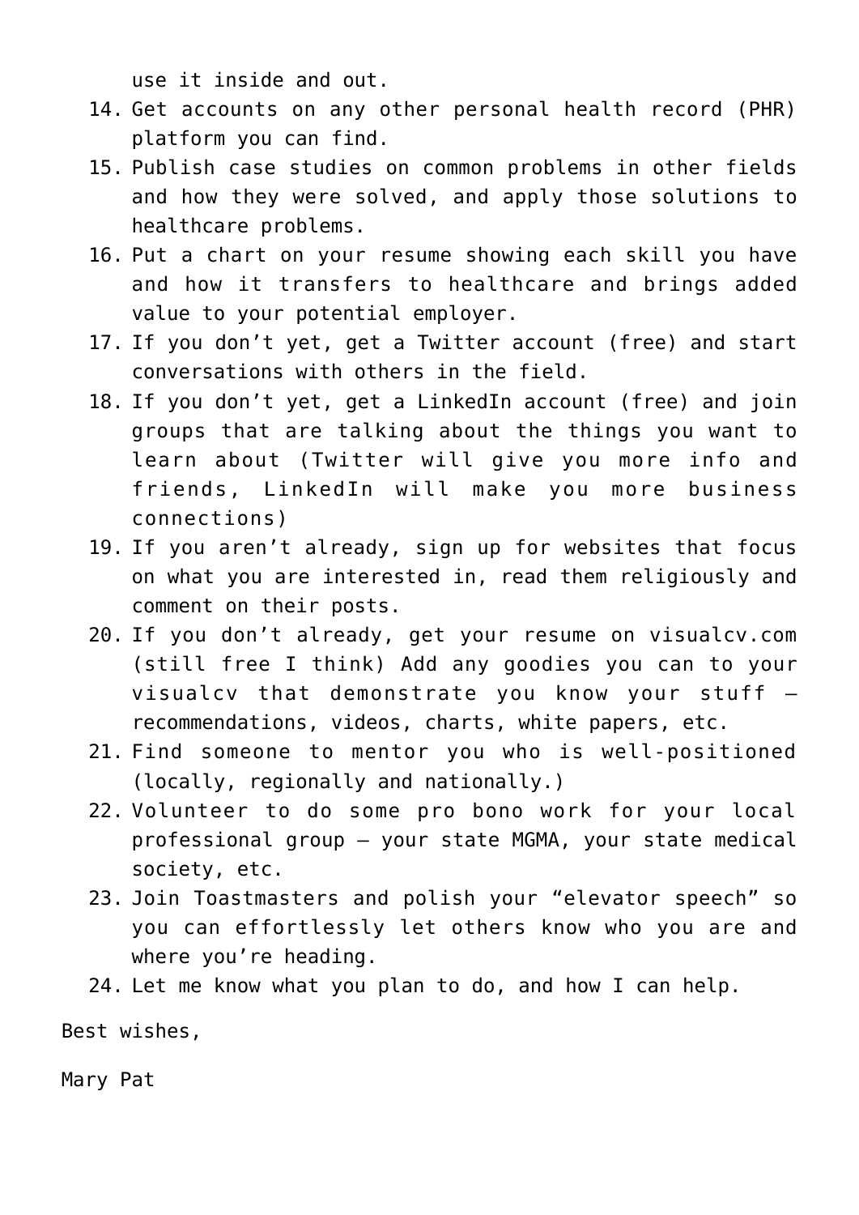use it inside and out.

14. Get accounts on any other personal health record (PHR) platform you can find.
15. Publish case studies on common problems in other fields and how they were solved, and apply those solutions to healthcare problems.
16. Put a chart on your resume showing each skill you have and how it transfers to healthcare and brings added value to your potential employer.
17. If you don’t yet, get a Twitter account (free) and start conversations with others in the field.
18. If you don’t yet, get a LinkedIn account (free) and join groups that are talking about the things you want to learn about (Twitter will give you more info and friends, LinkedIn will make you more business connections)
19. If you aren’t already, sign up for websites that focus on what you are interested in, read them religiously and comment on their posts.
20. If you don’t already, get your resume on visualcv.com (still free I think) Add any goodies you can to your visualcv that demonstrate you know your stuff – recommendations, videos, charts, white papers, etc.
21. Find someone to mentor you who is well-positioned (locally, regionally and nationally.)
22. Volunteer to do some pro bono work for your local professional group – your state MGMA, your state medical society, etc.
23. Join Toastmasters and polish your “elevator speech” so you can effortlessly let others know who you are and where you’re heading.
24. Let me know what you plan to do, and how I can help.

Best wishes,

Mary Pat